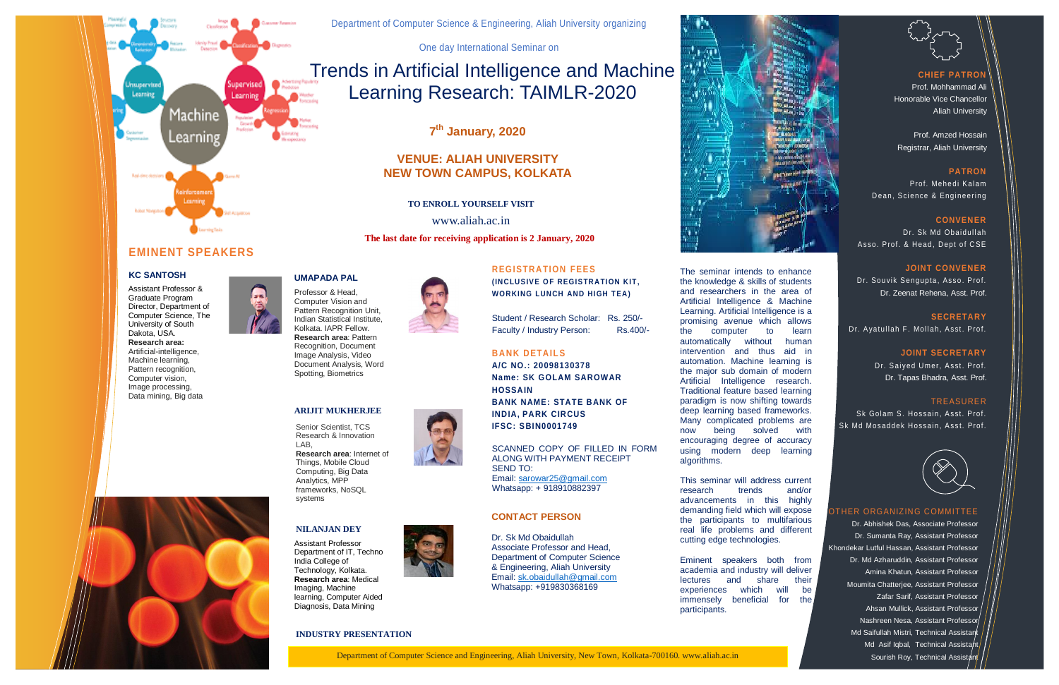Department of Computer Science & Engineering, Aliah University organizing

One day International Seminar on

# Trends in Artificial Intelligence and Machine Learning Research: TAIMLR-2020

**7th January, 2020**

**VENUE: ALIAH UNIVERSITY NEW TOWN CAMPUS, KOLKATA**

**TO ENROLL YOURSELF VISIT**

www.aliah.ac.in

**The last date for receiving application is 2 January, 2020**

## EMINENT SPEAKERS

### KC SANTOSH

Assistant Professor & Graduate Program Director, Department of Computer Science, The University of South Dakota, USA.
**Research area:** Artificial-intelligence, Machine learning, Pattern recognition, Computer vision, Image processing, Data mining, Big data

### UMAPADA PAL

Professor & Head, Computer Vision and Pattern Recognition Unit, Indian Statistical Institute, Kolkata. IAPR Fellow.
**Research area**: Pattern Recognition, Document Image Analysis, Video Document Analysis, Word Spotting, Biometrics

### ARIJIT MUKHERJEE

Senior Scientist, TCS Research & Innovation LAB,
**Research area**: Internet of Things, Mobile Cloud Computing, Big Data Analytics, MPP frameworks, NoSQL systems

### NILANJAN DEY

Assistant Professor Department of IT, Techno India College of Technology, Kolkata.
**Research area**: Medical Imaging, Machine learning, Computer Aided Diagnosis, Data Mining

### INDUSTRY PRESENTATION

## REGISTRATION FEES

**(INCLUSIVE OF REGISTRATION KIT, WORKING LUNCH AND HIGH TEA)**

Student / Research Scholar: Rs. 250/-
Faculty / Industry Person: Rs.400/-

## BANK DETAILS

**A/C NO.: 20098130378**
**Name: SK GOLAM SAROWAR HOSSAIN**
**BANK NAME: STATE BANK OF INDIA, PARK CIRCUS**
**IFSC: SBIN0001749**

SCANNED COPY OF FILLED IN FORM ALONG WITH PAYMENT RECEIPT SEND TO:
Email: sarowar25@gmail.com
Whatsapp: + 918910882397

## CONTACT PERSON

Dr. Sk Md Obaidullah
Associate Professor and Head, Department of Computer Science & Engineering, Aliah University
Email: sk.obaidullah@gmail.com
Whatsapp: +919830368169

The seminar intends to enhance the knowledge & skills of students and researchers in the area of Artificial Intelligence & Machine Learning. Artificial Intelligence is a promising avenue which allows the computer to learn automatically without human intervention and thus aid in automation. Machine learning is the major sub domain of modern Artificial Intelligence research. Traditional feature based learning paradigm is now shifting towards deep learning based frameworks. Many complicated problems are now being solved with encouraging degree of accuracy using modern deep learning algorithms.

This seminar will address current research trends and/or advancements in this highly demanding field which will expose the participants to multifarious real life problems and different cutting edge technologies.

Eminent speakers both from academia and industry will deliver lectures and share their experiences which will be immensely beneficial for the participants.

**CHIEF PATRON**
Prof. Mohhammad Ali
Honorable Vice Chancellor
Aliah University

Prof. Amzed Hossain
Registrar, Aliah University

**PATRON**
Prof. Mehedi Kalam
Dean, Science & Engineering

**CONVENER**
Dr. Sk Md Obaidullah
Asso. Prof. & Head, Dept of CSE

**JOINT CONVENER**
Dr. Souvik Sengupta, Asso. Prof.
Dr. Zeenat Rehena, Asst. Prof.

**SECRETARY**
Dr. Ayatullah F. Mollah, Asst. Prof.

**JOINT SECRETARY**
Dr. Saiyed Umer, Asst. Prof.
Dr. Tapas Bhadra, Asst. Prof.

**TREASURER**
Sk Golam S. Hossain, Asst. Prof.
Sk Md Mosaddek Hossain, Asst. Prof.

**OTHER ORGANIZING COMMITTEE**
Dr. Abhishek Das, Associate Professor
Dr. Sumanta Ray, Assistant Professor
Khondekar Lutful Hassan, Assistant Professor
Dr. Md Azharuddin, Assistant Professor
Amina Khatun, Assistant Professor
Moumita Chatterjee, Assistant Professor
Zafar Sarif, Assistant Professor
Ahsan Mullick, Assistant Professor
Nashreen Nesa, Assistant Professor
Md Saifullah Mistri, Technical Assistant
Md Asif Iqbal, Technical Assistant
Sourish Roy, Technical Assistant

Department of Computer Science and Engineering, Aliah University, New Town, Kolkata-700160. www.aliah.ac.in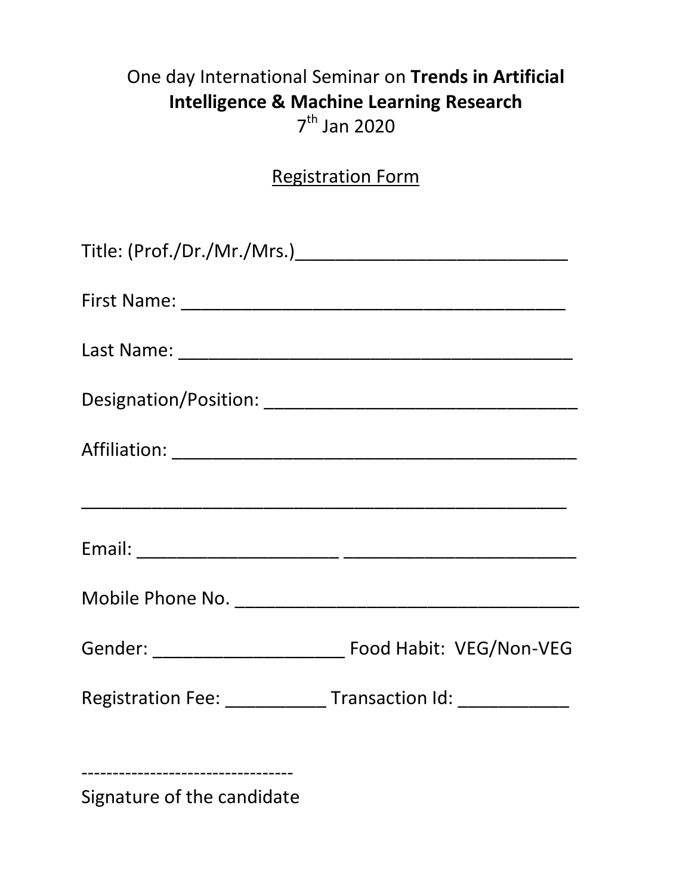One day International Seminar on **Trends in Artificial Intelligence & Machine Learning Research**

7th Jan 2020

Registration Form

Title: (Prof./Dr./Mr./Mrs.)___________________________

First Name: ______________________________________

Last Name: ______________________________________

Designation/Position: ______________________________

Affiliation: ______________________________________

_______________________________________________

Email: ____________________ _______________________

Mobile Phone No. __________________________________

Gender: ___________________ Food Habit: VEG/Non-VEG

Registration Fee: __________ Transaction Id: ___________

---------------------------------

Signature of the candidate